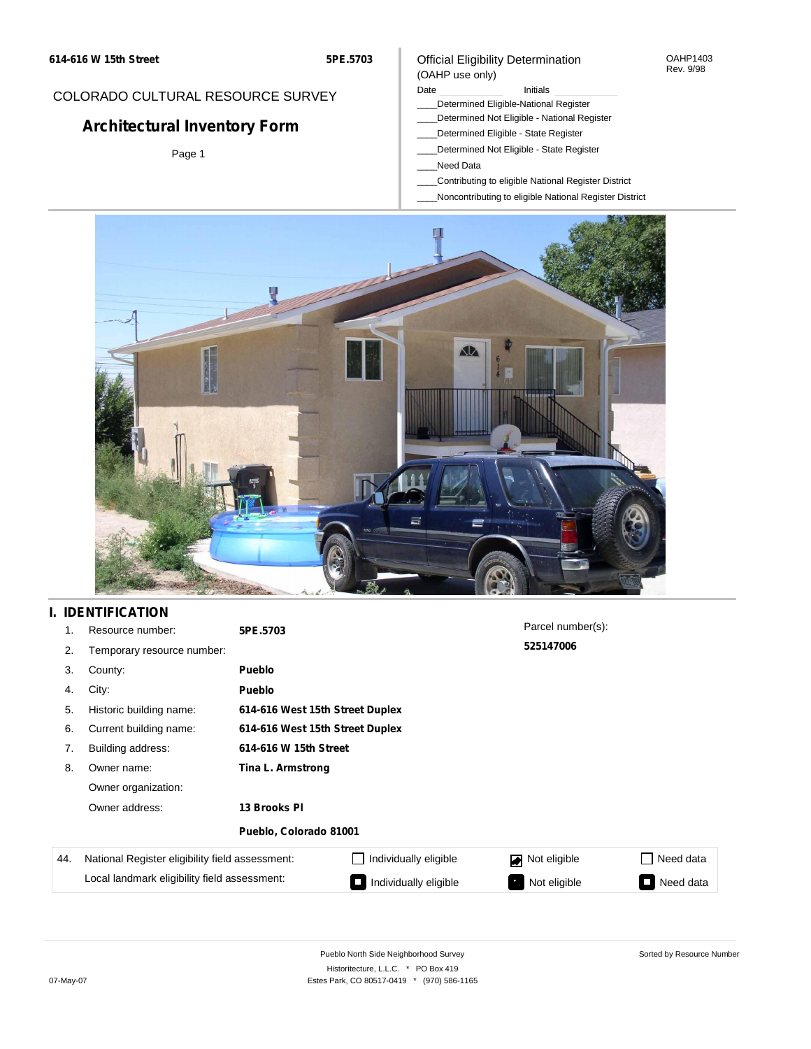614-616 W 15th Street | 5PE.5703

COLORADO CULTURAL RESOURCE SURVEY

# Architectural Inventory Form

Official Eligibility Determination
(OAHP use only)

OAHP1403
Rev. 9/98

Date ______ Initials ______

____Determined Eligible-National Register
____Determined Not Eligible - National Register
____Determined Eligible - State Register
____Determined Not Eligible - State Register
____Need Data
____Contributing to eligible National Register District
____Noncontributing to eligible National Register District

## I. IDENTIFICATION

1. Resource number: **5PE.5703**
2. Temporary resource number:
3. County: **Pueblo**
4. City: **Pueblo**
5. Historic building name: **614-616 West 15th Street Duplex**
6. Current building name: **614-616 West 15th Street Duplex**
7. Building address: **614-616 W 15th Street**
8. Owner name: **Tina L. Armstrong**

   Owner organization:

   Owner address: **13 Brooks Pl**

   **Pueblo, Colorado 81001**

Parcel number(s): **525147006**

| 44. | | | | |
|---|---|---|---|---|
| National Register eligibility field assessment: | ☐ Individually eligible | ☑ Not eligible | ☐ Need data |
| Local landmark eligibility field assessment: | ■ Individually eligible | ■ Not eligible | ■ Need data |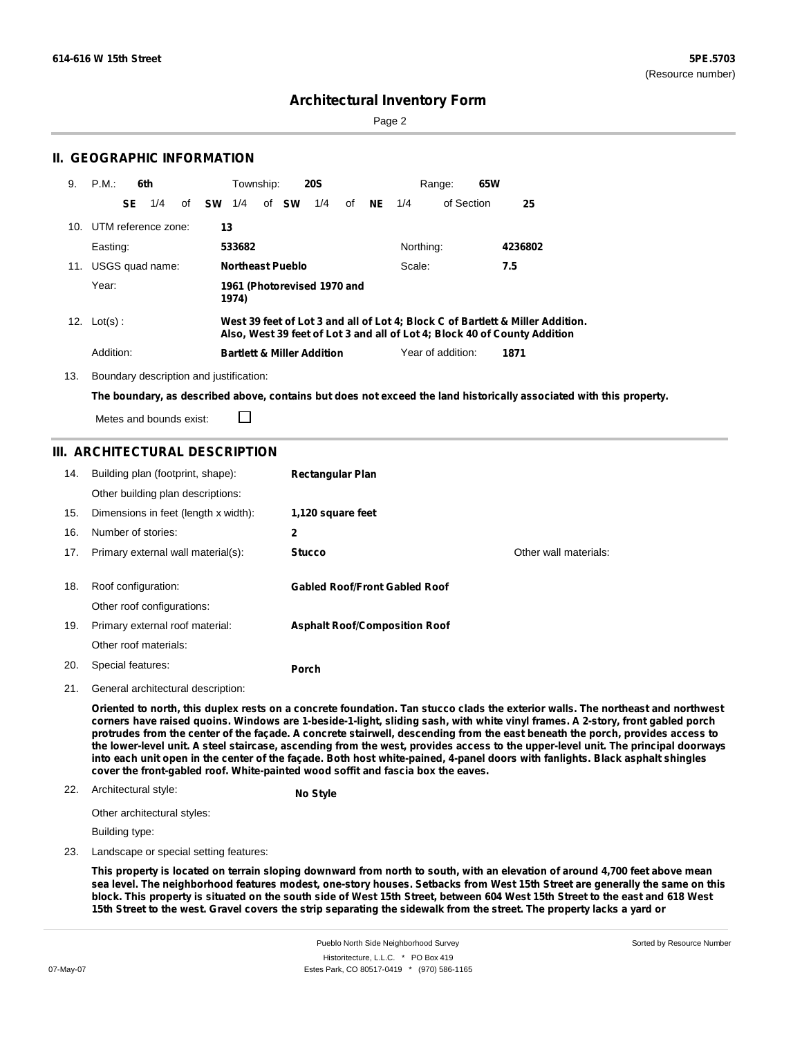**614-616 W 15th Street** **5PE.5703**
(Resource number)

# Architectual Inventory Form

## II. GEOGRAPHIC INFORMATION

9. P.M.: **6th** Township: **20S** Range: **65W**
   **SE** 1/4 of **SW** 1/4 of **SW** 1/4 of **NE** 1/4 of Section **25**

10. UTM reference zone: **13**
    Easting: **533682** Northing: **4236802**

11. USGS quad name: **Northeast Pueblo** Scale: **7.5**
    Year: **1961 (Photorevised 1970 and 1974)**

12. Lot(s) : **West 39 feet of Lot 3 and all of Lot 4; Block C of Bartlett & Miller Addition. Also, West 39 feet of Lot 3 and all of Lot 4; Block 40 of County Addition**
    Addition: **Bartlett & Miller Addition** Year of addition: **1871**

13. Boundary description and justification:
    **The boundary, as described above, contains but does not exceed the land historically associated with this property.**
    Metes and bounds exist: ☐

## III. ARCHITECTURAL DESCRIPTION

14. Building plan (footprint, shape): **Rectangular Plan**
    Other building plan descriptions:
15. Dimensions in feet (length x width): **1,120 square feet**
16. Number of stories: **2**
17. Primary external wall material(s): **Stucco** Other wall materials:
18. Roof configuration: **Gabled Roof/Front Gabled Roof**
    Other roof configurations:
19. Primary external roof material: **Asphalt Roof/Composition Roof**
    Other roof materials:
20. Special features: **Porch**
21. General architectural description:
    **Oriented to north, this duplex rests on a concrete foundation. Tan stucco clads the exterior walls. The northeast and northwest corners have raised quoins. Windows are 1-beside-1-light, sliding sash, with white vinyl frames. A 2-story, front gabled porch protrudes from the center of the façade. A concrete stairwell, descending from the east beneath the porch, provides access to the lower-level unit. A steel staircase, ascending from the west, provides access to the upper-level unit. The principal doorways into each unit open in the center of the façade. Both host white-pained, 4-panel doors with fanlights. Black asphalt shingles cover the front-gabled roof. White-painted wood soffit and fascia box the eaves.**
22. Architectural style: **No Style**
    Other architectural styles:
    Building type:
23. Landscape or special setting features:
    **This property is located on terrain sloping downward from north to south, with an elevation of around 4,700 feet above mean sea level. The neighborhood features modest, one-story houses. Setbacks from West 15th Street are generally the same on this block. This property is situated on the south side of West 15th Street, between 604 West 15th Street to the east and 618 West 15th Street to the west. Gravel covers the strip separating the sidewalk from the street. The property lacks a yard or**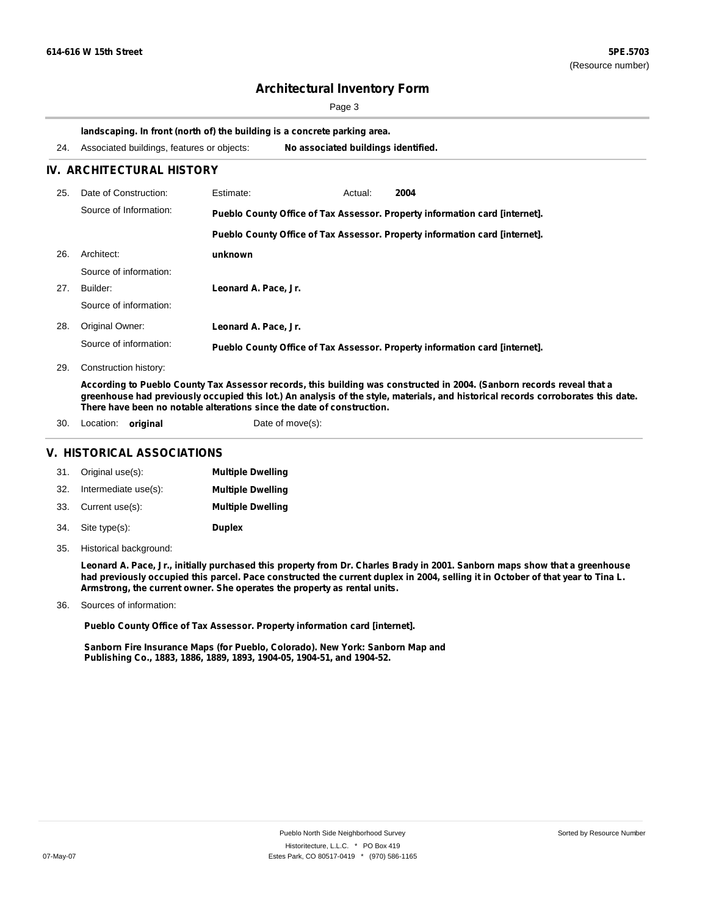**landscaping. In front (north of) the building is a concrete parking area.**

24. Associated buildings, features or objects: **No associated buildings identified.**

## IV. ARCHITECTURAL HISTORY

25. Date of Construction: Estimate: Actual: **2004**

    Source of Information: **Pueblo County Office of Tax Assessor. Property information card [internet].**

    **Pueblo County Office of Tax Assessor. Property information card [internet].**

26. Architect: **unknown**

    Source of information:

27. Builder: **Leonard A. Pace, Jr.**

    Source of information:

28. Original Owner: **Leonard A. Pace, Jr.**

    Source of information: **Pueblo County Office of Tax Assessor. Property information card [internet].**

29. Construction history:

    **According to Pueblo County Tax Assessor records, this building was constructed in 2004. (Sanborn records reveal that a greenhouse had previously occupied this lot.) An analysis of the style, materials, and historical records corroborates this date. There have been no notable alterations since the date of construction.**

30. Location: **original** Date of move(s):

## V. HISTORICAL ASSOCIATIONS

31. Original use(s): **Multiple Dwelling**
32. Intermediate use(s): **Multiple Dwelling**
33. Current use(s): **Multiple Dwelling**
34. Site type(s): **Duplex**
35. Historical background:

    **Leonard A. Pace, Jr., initially purchased this property from Dr. Charles Brady in 2001. Sanborn maps show that a greenhouse had previously occupied this parcel. Pace constructed the current duplex in 2004, selling it in October of that year to Tina L. Armstrong, the current owner. She operates the property as rental units.**

36. Sources of information:

    **Pueblo County Office of Tax Assessor. Property information card [internet].**

    **Sanborn Fire Insurance Maps (for Pueblo, Colorado). New York: Sanborn Map and Publishing Co., 1883, 1886, 1889, 1893, 1904-05, 1904-51, and 1904-52.**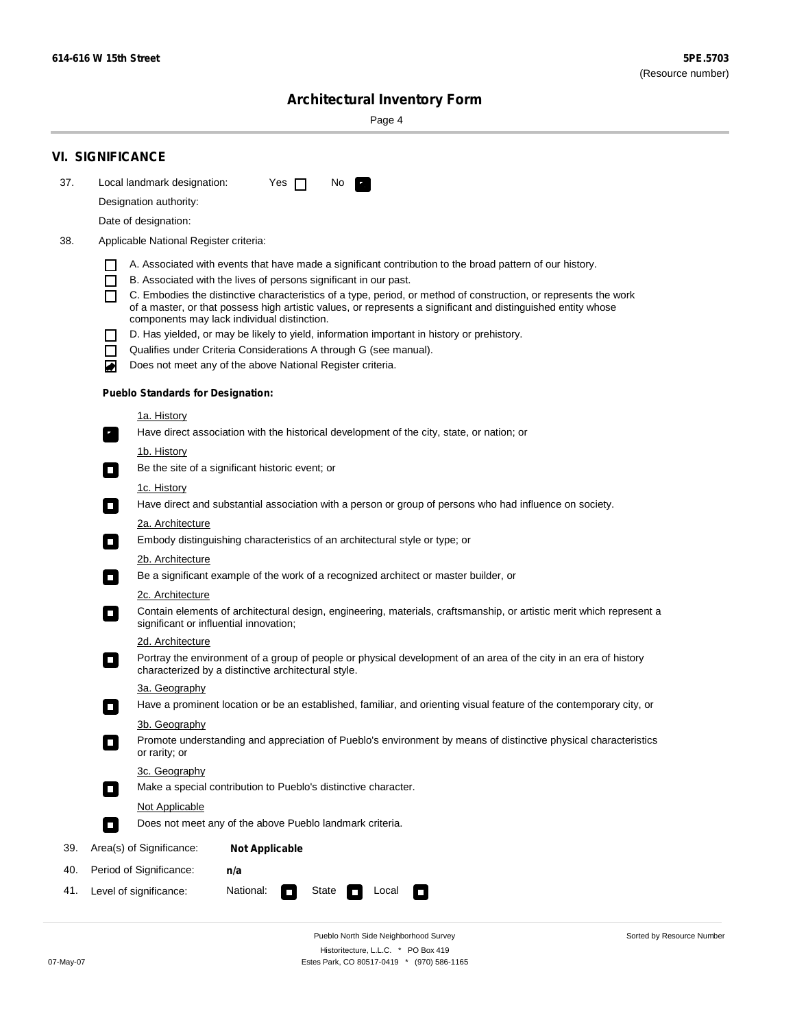## VI. SIGNIFICANCE

37. Local landmark designation: Yes ☐ No ☑

Designation authority:

Date of designation:

38. Applicable National Register criteria:

- ☐ A. Associated with events that have made a significant contribution to the broad pattern of our history.
- ☐ B. Associated with the lives of persons significant in our past.
- ☐ C. Embodies the distinctive characteristics of a type, period, or method of construction, or represents the work of a master, or that possess high artistic values, or represents a significant and distinguished entity whose components may lack individual distinction.
- ☐ D. Has yielded, or may be likely to yield, information important in history or prehistory.
- ☐ Qualifies under Criteria Considerations A through G (see manual).
- ☑ Does not meet any of the above National Register criteria.

**Pueblo Standards for Designation:**

1a. History
☑ Have direct association with the historical development of the city, state, or nation; or

1b. History
☐ Be the site of a significant historic event; or

1c. History
☐ Have direct and substantial association with a person or group of persons who had influence on society.

2a. Architecture
☐ Embody distinguishing characteristics of an architectural style or type; or

2b. Architecture
☐ Be a significant example of the work of a recognized architect or master builder, or

2c. Architecture
☐ Contain elements of architectural design, engineering, materials, craftsmanship, or artistic merit which represent a significant or influential innovation;

2d. Architecture
☐ Portray the environment of a group of people or physical development of an area of the city in an era of history characterized by a distinctive architectural style.

3a. Geography
☐ Have a prominent location or be an established, familiar, and orienting visual feature of the contemporary city, or

3b. Geography
☐ Promote understanding and appreciation of Pueblo's environment by means of distinctive physical characteristics or rarity; or

3c. Geography
☐ Make a special contribution to Pueblo's distinctive character.

Not Applicable
☐ Does not meet any of the above Pueblo landmark criteria.

39. Area(s) of Significance: **Not Applicable**

40. Period of Significance: **n/a**

41. Level of significance: National: ☐ State ☐ Local ☐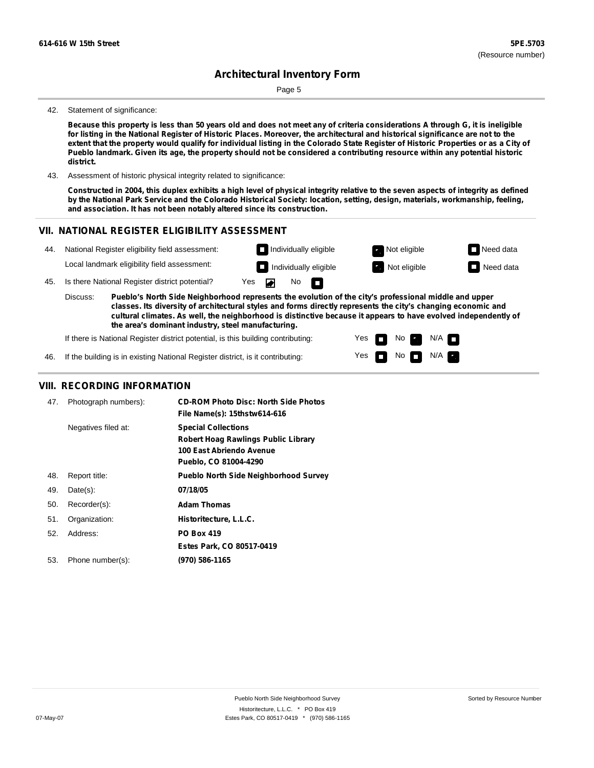42. Statement of significance:

**Because this property is less than 50 years old and does not meet any of criteria considerations A through G, it is ineligible for listing in the National Register of Historic Places. Moreover, the architectural and historical significance are not to the extent that the property would qualify for individual listing in the Colorado State Register of Historic Properties or as a City of Pueblo landmark. Given its age, the property should not be considered a contributing resource within any potential historic district.**

43. Assessment of historic physical integrity related to significance:

**Constructed in 2004, this duplex exhibits a high level of physical integrity relative to the seven aspects of integrity as defined by the National Park Service and the Colorado Historical Society: location, setting, design, materials, workmanship, feeling, and association. It has not been notably altered since its construction.**

## VII. NATIONAL REGISTER ELIGIBILITY ASSESSMENT

44. National Register eligibility field assessment: ☐ Individually eligible ☑ Not eligible ☐ Need data

Local landmark eligibility field assessment: ☐ Individually eligible ☑ Not eligible ☐ Need data

45. Is there National Register district potential? Yes ☑ No ☐

Discuss: **Pueblo's North Side Neighborhood represents the evolution of the city's professional middle and upper classes. Its diversity of architectural styles and forms directly represents the city's changing economic and cultural climates. As well, the neighborhood is distinctive because it appears to have evolved independently of the area's dominant industry, steel manufacturing.**

If there is National Register district potential, is this building contributing: Yes ☐ No ☑ N/A ☐

46. If the building is in existing National Register district, is it contributing: Yes ☐ No ☐ N/A ☑

## VIII. RECORDING INFORMATION

47. Photograph numbers): **CD-ROM Photo Disc: North Side Photos**
**File Name(s): 15thstw614-616**

Negatives filed at: **Special Collections**
**Robert Hoag Rawlings Public Library**
**100 East Abriendo Avenue**
**Pueblo, CO 81004-4290**

48. Report title: **Pueblo North Side Neighborhood Survey**

49. Date(s): **07/18/05**

50. Recorder(s): **Adam Thomas**

51. Organization: **Historitecture, L.L.C.**

52. Address: **PO Box 419**
**Estes Park, CO 80517-0419**

53. Phone number(s): **(970) 586-1165**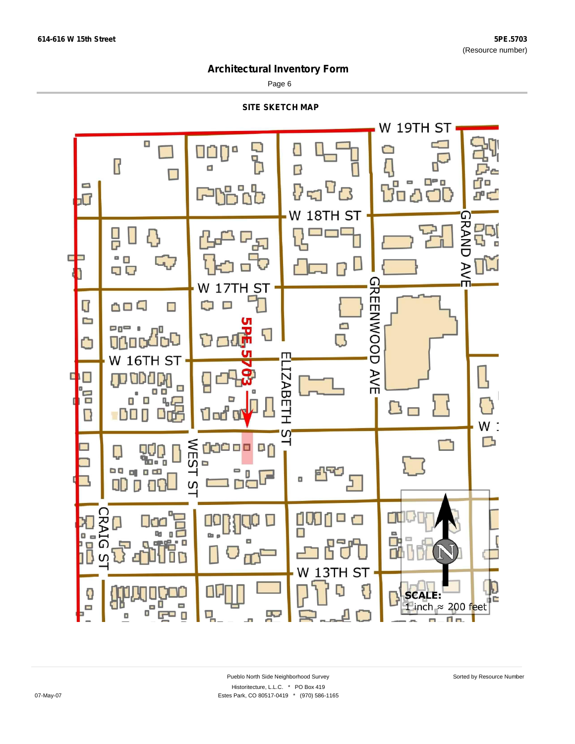## Architectural Inventory Form

### SITE SKETCH MAP

W 19TH ST

W 18TH ST

W 17TH ST

W 16TH ST

GRAND AVE

GREENWOOD AVE

ELIZABETH ST

WEST ST

CRAIG ST

W 13TH ST

5PE.5703

**SCALE:**
1 inch ≈ 200 feet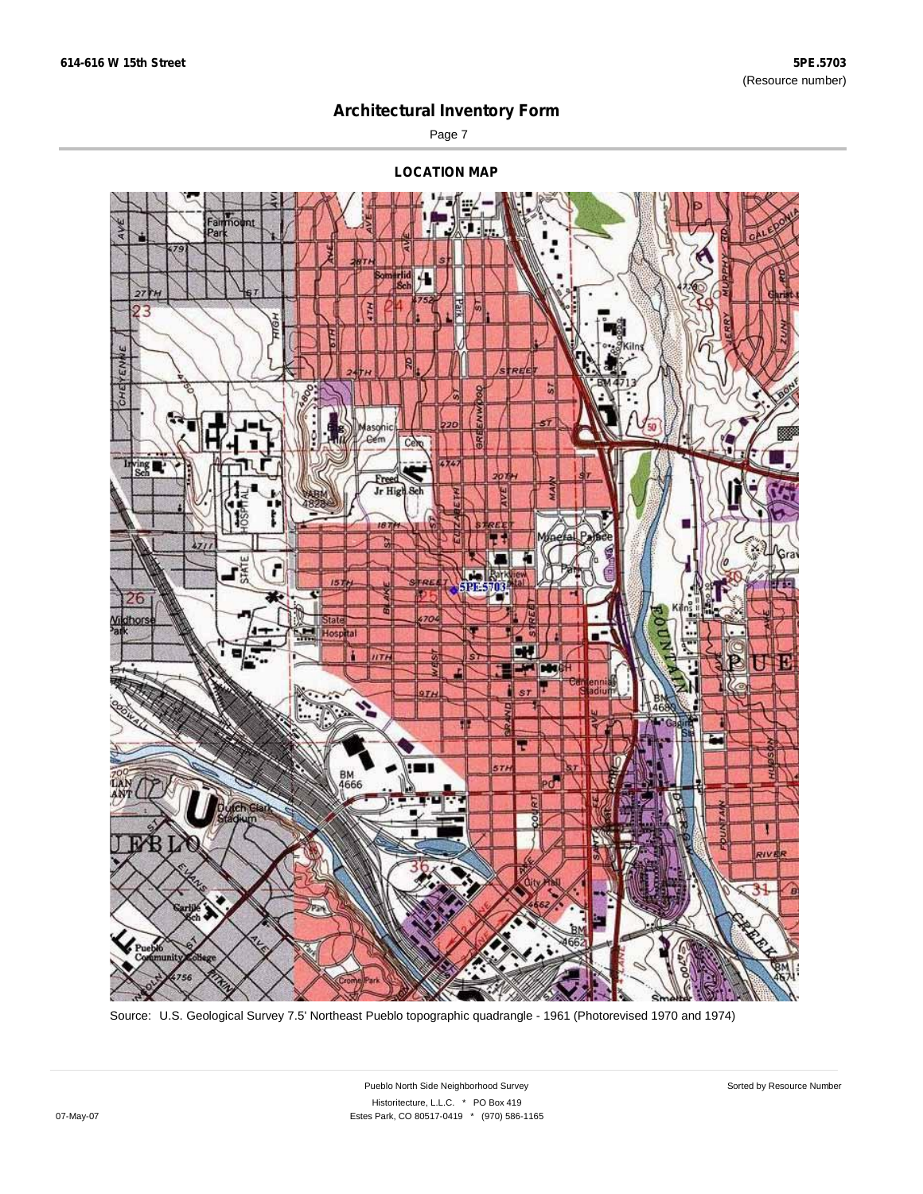# LOCATION MAP

Source: U.S. Geological Survey 7.5' Northeast Pueblo topographic quadrangle - 1961 (Photorevised 1970 and 1974)